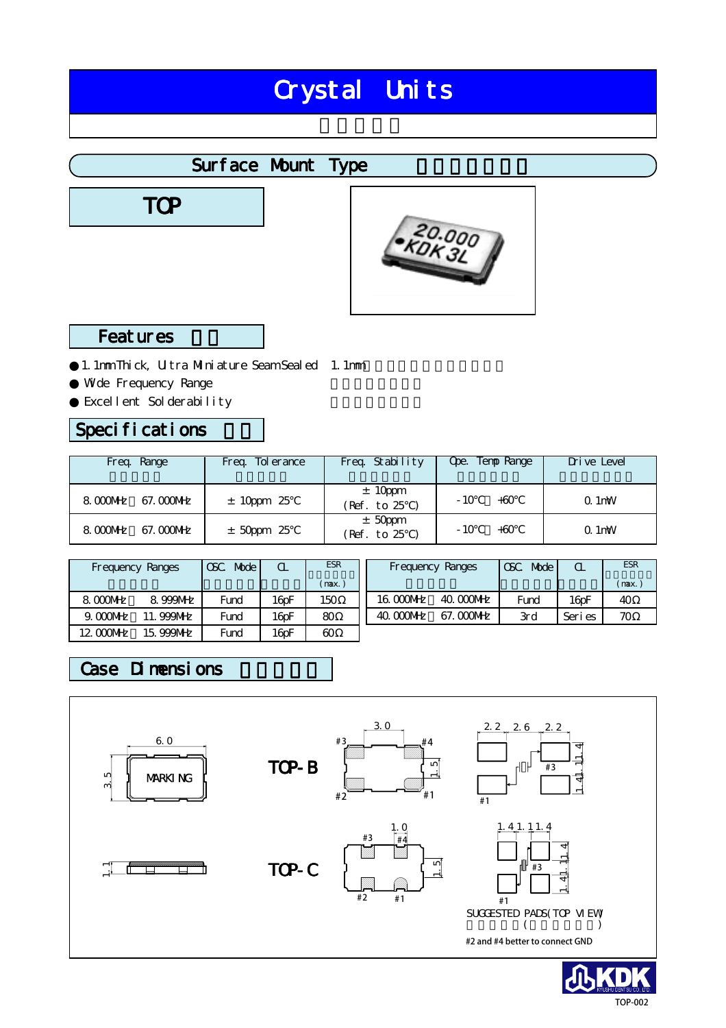# Crystal Units

## Surface Mount Type

## TOP

### Features

- 1.1mmThick, Ultra Miniature SeamSealed 1.1mm
- Wide Frequency Range
- Excellent Solderability

### Specifications

| Freq. Range | Freq. Tolerance | Freq. Stability | Ope. Temp Range | Drive Level |
|---|---|---|---|---|
| 8.000MHz 67.000MHz | ±10ppm 25°C | ±10ppm (Ref. to 25°C) | -10°C +60°C | 0.1mW |
| 8.000MHz 67.000MHz | ±50ppm 25°C | ±50ppm (Ref. to 25°C) | -10°C +60°C | 0.1mW |

| Frequency Ranges | OSC. Mode | CL | ESR (max.) |
|---|---|---|---|
| 8.000MHz 8.999MHz | Fund | 16pF | 150Ω |
| 9.000MHz 11.999MHz | Fund | 16pF | 80Ω |
| 12.000MHz 15.999MHz | Fund | 16pF | 60Ω |
| 16.000MHz 40.000MHz | Fund | 16pF | 40Ω |
| 40.000MHz 67.000MHz | 3rd | Series | 70Ω |

### Case Dimensions

6.0 × 3.5, MARKING, 1.1

TOP-B: 3.0, #3, #4, 1.5, #2, #1; pads 2.2 2.6 2.2, 1.4 1.1 1.4, #3, #1

TOP-C: 1.0, #3, #4, 1.5, #2, #1; pads 1.4 1.1 1.4, 1.4 1.1 1.4, #3, #1

SUGGESTED PADS(TOP VIEW)

( )

#2 and #4 better to connect GND

TOP-002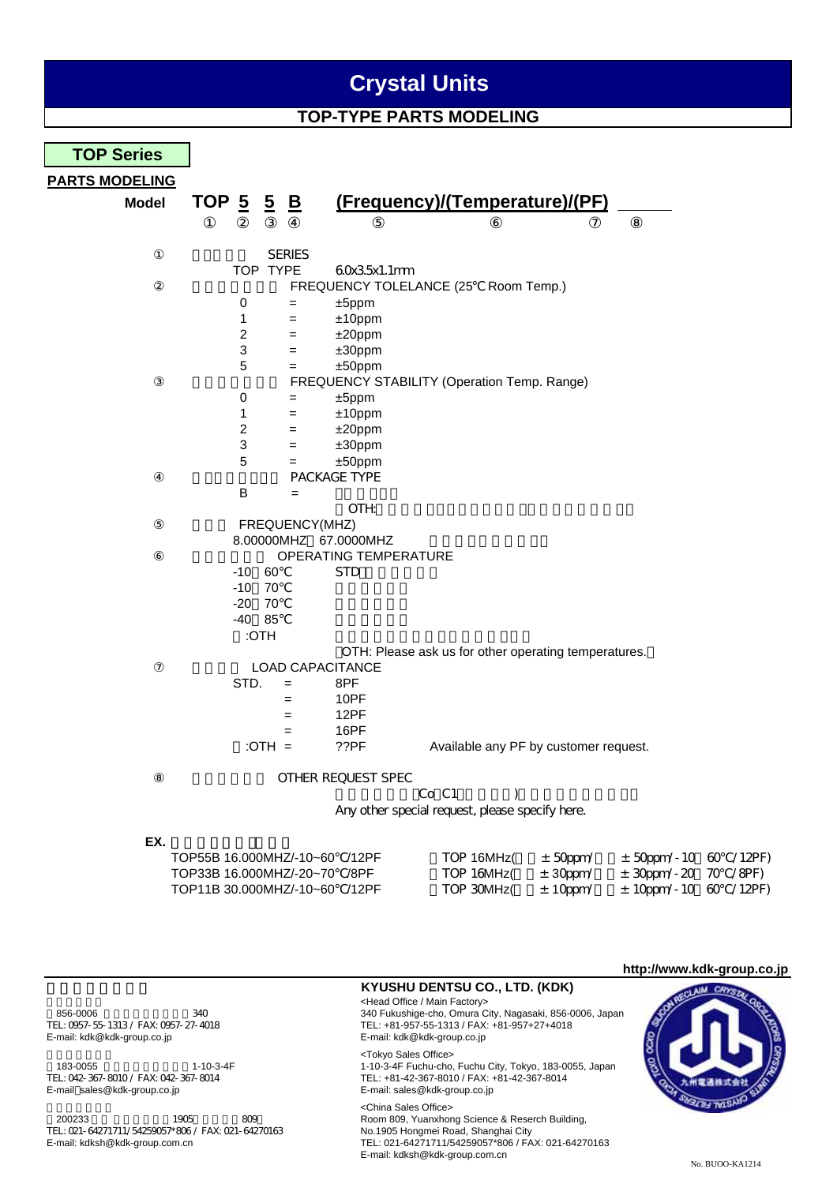# Crystal Units

## TOP-TYPE PARTS MODELING

### TOP Series

**PARTS MODELING**

**Model** TOP 5 5 B (Frequency)/(Temperature)/(PF)

① ② ③ ④ ⑤ ⑥ ⑦ ⑧

① SERIES
TOP TYPE 6.0x3.5x1.1mm

② FREQUENCY TOLELANCE (25℃ Room Temp.)

| | | |
|---|---|---|
| 0 | = | ±5ppm |
| 1 | = | ±10ppm |
| 2 | = | ±20ppm |
| 3 | = | ±30ppm |
| 5 | = | ±50ppm |

③ FREQUENCY STABILITY (Operation Temp. Range)

| | | |
|---|---|---|
| 0 | = | ±5ppm |
| 1 | = | ±10ppm |
| 2 | = | ±20ppm |
| 3 | = | ±30ppm |
| 5 | = | ±50ppm |

④ PACKAGE TYPE

B =

OTH:

⑤ FREQUENCY(MHZ)
8.00000MHZ 67.0000MHZ

⑥ OPERATING TEMPERATURE
-10 60℃ STD
-10 70℃
-20 70℃
-40 85℃
:OTH
OTH: Please ask us for other operating temperatures.

⑦ LOAD CAPACITANCE

| | | | |
|---|---|---|---|
| STD. | = | 8PF | |
| | = | 10PF | |
| | = | 12PF | |
| | = | 16PF | |
| :OTH | = | ??PF | Available any PF by customer request. |

⑧ OTHER REQUEST SPEC
Co C1 )
Any other special request, please specify here.

**EX.**

| | |
|---|---|
| TOP55B 16.000MHZ/-10~60℃/12PF | TOP 16MHz( ±50ppm/ ±50ppm/-10 60℃/12PF) |
| TOP33B 16.000MHZ/-20~70℃/8PF | TOP 16MHz( ±30ppm/ ±30ppm/-20 70℃/8PF) |
| TOP11B 30.000MHZ/-10~60℃/12PF | TOP 30MHz( ±10ppm/ ±10ppm/-10 60℃/12PF) |

http://www.kdk-group.co.jp

856-0006 340
TEL: 0957-55-1313 / FAX: 0957-27-4018
E-mail: kdk@kdk-group.co.jp

183-0055 1-10-3-4F
TEL: 042-367-8010 / FAX: 042-367-8014
E-mail sales@kdk-group.co.jp

200233 1905 809
TEL: 021-64271711/54259057*806 / FAX: 021-64270163
E-mail: kdksh@kdk-group.com.cn

**KYUSHU DENTSU CO., LTD. (KDK)**

<Head Office / Main Factory>
340 Fukushige-cho, Omura City, Nagasaki, 856-0006, Japan
TEL: +81-957-55-1313 / FAX: +81-957+27+4018
E-mail: kdk@kdk-group.co.jp

<Tokyo Sales Office>
1-10-3-4F Fuchu-cho, Fuchu City, Tokyo, 183-0055, Japan
TEL: +81-42-367-8010 / FAX: +81-42-367-8014
E-mail: sales@kdk-group.co.jp

<China Sales Office>
Room 809, Yuanxhong Science & Reserch Building,
No.1905 Hongmei Road, Shanghai City
TEL: 021-64271711/54259057*806 / FAX: 021-64270163
E-mail: kdksh@kdk-group.com.cn

No. BUOO-KA1214